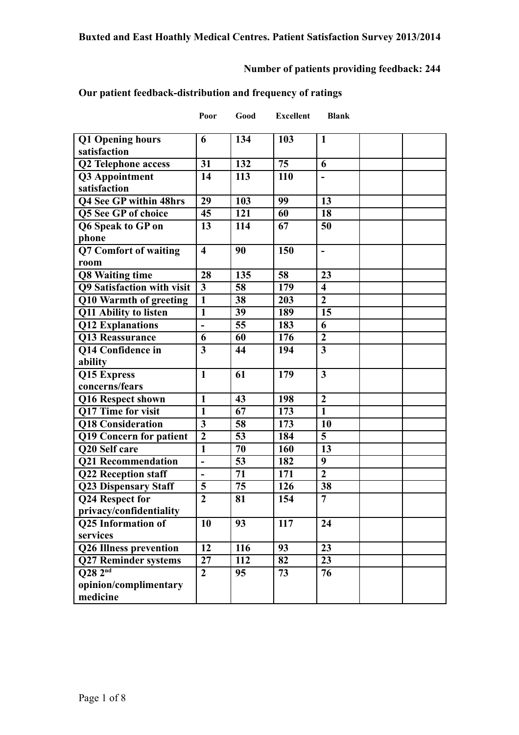**Buxted and East Hoathly Medical Centres. Patient Satisfaction Survey 2013/2014**

**Number of patients providing feedback: 244**

**Our patient feedback-distribution and frequency of ratings**

| | Poor | Good | Excellent | Blank | | |
|---|---|---|---|---|---|---|
| **Q1 Opening hours satisfaction** | **6** | **134** | **103** | **1** | | |
| **Q2 Telephone access** | **31** | **132** | **75** | **6** | | |
| **Q3 Appointment satisfaction** | **14** | **113** | **110** | **-** | | |
| **Q4 See GP within 48hrs** | **29** | **103** | **99** | **13** | | |
| **Q5 See GP of choice** | **45** | **121** | **60** | **18** | | |
| **Q6 Speak to GP on phone** | **13** | **114** | **67** | **50** | | |
| **Q7 Comfort of waiting room** | **4** | **90** | **150** | **-** | | |
| **Q8 Waiting time** | **28** | **135** | **58** | **23** | | |
| **Q9 Satisfaction with visit** | **3** | **58** | **179** | **4** | | |
| **Q10 Warmth of greeting** | **1** | **38** | **203** | **2** | | |
| **Q11 Ability to listen** | **1** | **39** | **189** | **15** | | |
| **Q12 Explanations** | **-** | **55** | **183** | **6** | | |
| **Q13 Reassurance** | **6** | **60** | **176** | **2** | | |
| **Q14 Confidence in ability** | **3** | **44** | **194** | **3** | | |
| **Q15 Express concerns/fears** | **1** | **61** | **179** | **3** | | |
| **Q16 Respect shown** | **1** | **43** | **198** | **2** | | |
| **Q17 Time for visit** | **1** | **67** | **173** | **1** | | |
| **Q18 Consideration** | **3** | **58** | **173** | **10** | | |
| **Q19 Concern for patient** | **2** | **53** | **184** | **5** | | |
| **Q20 Self care** | **1** | **70** | **160** | **13** | | |
| **Q21 Recommendation** | **-** | **53** | **182** | **9** | | |
| **Q22 Reception staff** | **-** | **71** | **171** | **2** | | |
| **Q23 Dispensary Staff** | **5** | **75** | **126** | **38** | | |
| **Q24 Respect for privacy/confidentiality** | **2** | **81** | **154** | **7** | | |
| **Q25 Information of services** | **10** | **93** | **117** | **24** | | |
| **Q26 Illness prevention** | **12** | **116** | **93** | **23** | | |
| **Q27 Reminder systems** | **27** | **112** | **82** | **23** | | |
| **Q28 2nd opinion/complimentary medicine** | **2** | **95** | **73** | **76** | | |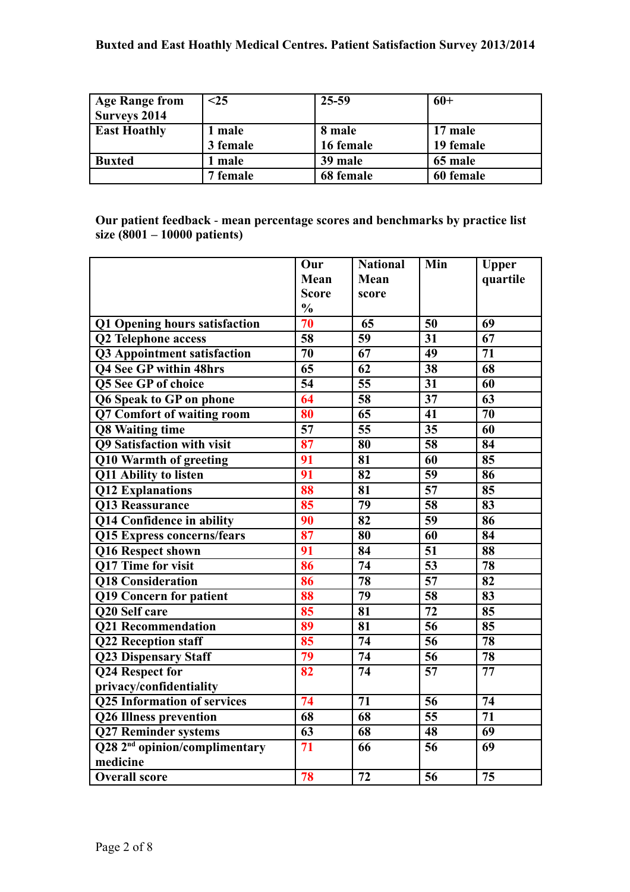**Buxted and East Hoathly Medical Centres. Patient Satisfaction Survey 2013/2014**

| Age Range from Surveys 2014 | <25 | 25-59 | 60+ |
|---|---|---|---|
| East Hoathly | 1 male<br>3 female | 8 male<br>16 female | 17 male<br>19 female |
| Buxted | 1 male | 39 male | 65 male |
| | 7 female | 68 female | 60 female |

**Our patient feedback - mean percentage scores and benchmarks by practice list size (8001 – 10000 patients)**

| | Our Mean Score % | National Mean score | Min | Upper quartile |
|---|---|---|---|---|
| Q1 Opening hours satisfaction | 70 | 65 | 50 | 69 |
| Q2 Telephone access | 58 | 59 | 31 | 67 |
| Q3 Appointment satisfaction | 70 | 67 | 49 | 71 |
| Q4 See GP within 48hrs | 65 | 62 | 38 | 68 |
| Q5 See GP of choice | 54 | 55 | 31 | 60 |
| Q6 Speak to GP on phone | 64 | 58 | 37 | 63 |
| Q7 Comfort of waiting room | 80 | 65 | 41 | 70 |
| Q8 Waiting time | 57 | 55 | 35 | 60 |
| Q9 Satisfaction with visit | 87 | 80 | 58 | 84 |
| Q10 Warmth of greeting | 91 | 81 | 60 | 85 |
| Q11 Ability to listen | 91 | 82 | 59 | 86 |
| Q12 Explanations | 88 | 81 | 57 | 85 |
| Q13 Reassurance | 85 | 79 | 58 | 83 |
| Q14 Confidence in ability | 90 | 82 | 59 | 86 |
| Q15 Express concerns/fears | 87 | 80 | 60 | 84 |
| Q16 Respect shown | 91 | 84 | 51 | 88 |
| Q17 Time for visit | 86 | 74 | 53 | 78 |
| Q18 Consideration | 86 | 78 | 57 | 82 |
| Q19 Concern for patient | 88 | 79 | 58 | 83 |
| Q20 Self care | 85 | 81 | 72 | 85 |
| Q21 Recommendation | 89 | 81 | 56 | 85 |
| Q22 Reception staff | 85 | 74 | 56 | 78 |
| Q23 Dispensary Staff | 79 | 74 | 56 | 78 |
| Q24 Respect for privacy/confidentiality | 82 | 74 | 57 | 77 |
| Q25 Information of services | 74 | 71 | 56 | 74 |
| Q26 Illness prevention | 68 | 68 | 55 | 71 |
| Q27 Reminder systems | 63 | 68 | 48 | 69 |
| Q28 2nd opinion/complimentary medicine | 71 | 66 | 56 | 69 |
| Overall score | 78 | 72 | 56 | 75 |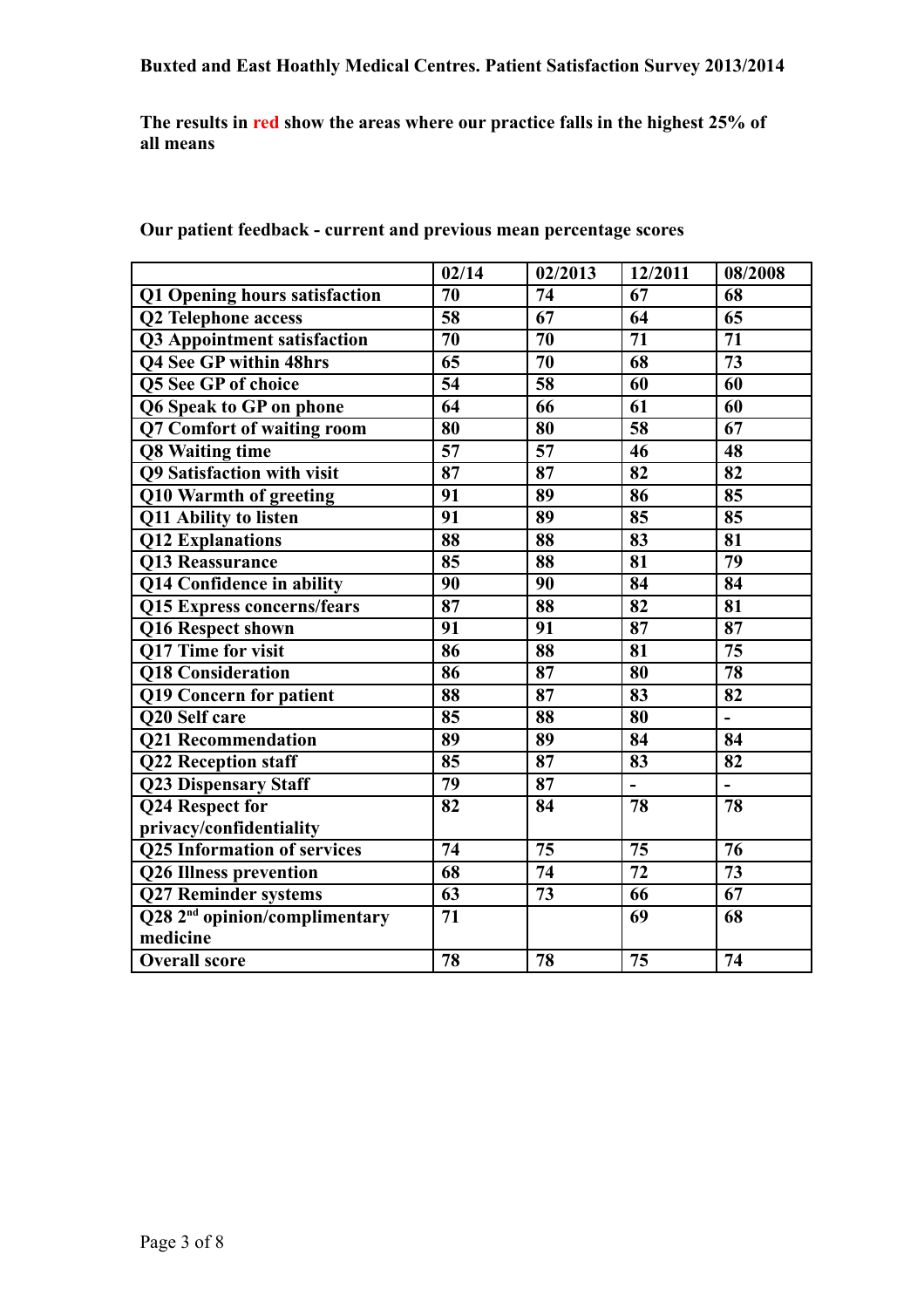**Buxted and East Hoathly Medical Centres. Patient Satisfaction Survey 2013/2014**

**The results in red show the areas where our practice falls in the highest 25% of all means**

**Our patient feedback - current and previous mean percentage scores**

| | 02/14 | 02/2013 | 12/2011 | 08/2008 |
|---|---|---|---|---|
| Q1 Opening hours satisfaction | 70 | 74 | 67 | 68 |
| Q2 Telephone access | 58 | 67 | 64 | 65 |
| Q3 Appointment satisfaction | 70 | 70 | 71 | 71 |
| Q4 See GP within 48hrs | 65 | 70 | 68 | 73 |
| Q5 See GP of choice | 54 | 58 | 60 | 60 |
| Q6 Speak to GP on phone | 64 | 66 | 61 | 60 |
| Q7 Comfort of waiting room | 80 | 80 | 58 | 67 |
| Q8 Waiting time | 57 | 57 | 46 | 48 |
| Q9 Satisfaction with visit | 87 | 87 | 82 | 82 |
| Q10 Warmth of greeting | 91 | 89 | 86 | 85 |
| Q11 Ability to listen | 91 | 89 | 85 | 85 |
| Q12 Explanations | 88 | 88 | 83 | 81 |
| Q13 Reassurance | 85 | 88 | 81 | 79 |
| Q14 Confidence in ability | 90 | 90 | 84 | 84 |
| Q15 Express concerns/fears | 87 | 88 | 82 | 81 |
| Q16 Respect shown | 91 | 91 | 87 | 87 |
| Q17 Time for visit | 86 | 88 | 81 | 75 |
| Q18 Consideration | 86 | 87 | 80 | 78 |
| Q19 Concern for patient | 88 | 87 | 83 | 82 |
| Q20 Self care | 85 | 88 | 80 | - |
| Q21 Recommendation | 89 | 89 | 84 | 84 |
| Q22 Reception staff | 85 | 87 | 83 | 82 |
| Q23 Dispensary Staff | 79 | 87 | - | - |
| Q24 Respect for privacy/confidentiality | 82 | 84 | 78 | 78 |
| Q25 Information of services | 74 | 75 | 75 | 76 |
| Q26 Illness prevention | 68 | 74 | 72 | 73 |
| Q27 Reminder systems | 63 | 73 | 66 | 67 |
| Q28 2nd opinion/complimentary medicine | 71 | | 69 | 68 |
| Overall score | 78 | 78 | 75 | 74 |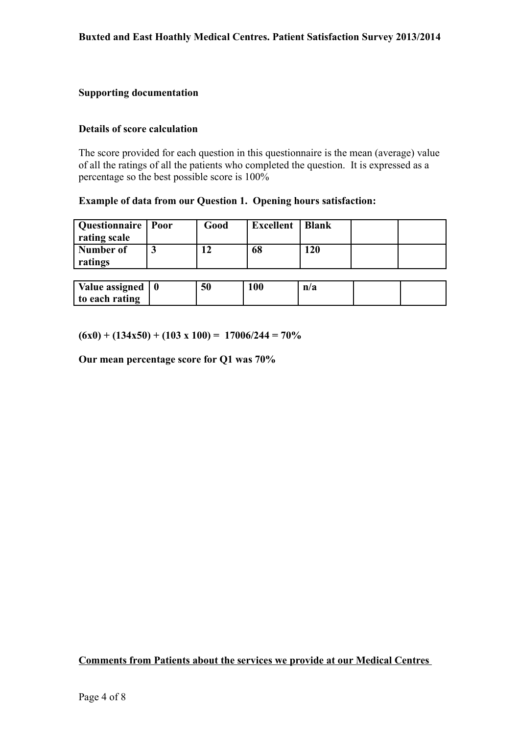**Supporting documentation**

**Details of score calculation**

The score provided for each question in this questionnaire is the mean (average) value of all the ratings of all the patients who completed the question. It is expressed as a percentage so the best possible score is 100%

**Example of data from our Question 1. Opening hours satisfaction:**

| **Questionnaire rating scale** | **Poor** | **Good** | **Excellent** | **Blank** | | |
|---|---|---|---|---|---|---|
| **Number of ratings** | **3** | **12** | **68** | **120** | | |

| **Value assigned to each rating** | **0** | **50** | **100** | **n/a** | | |
|---|---|---|---|---|---|---|

**(6x0) + (134x50) + (103 x 100) = 17006/244 = 70%**

**Our mean percentage score for Q1 was 70%**

**<u>Comments from Patients about the services we provide at our Medical Centres</u>**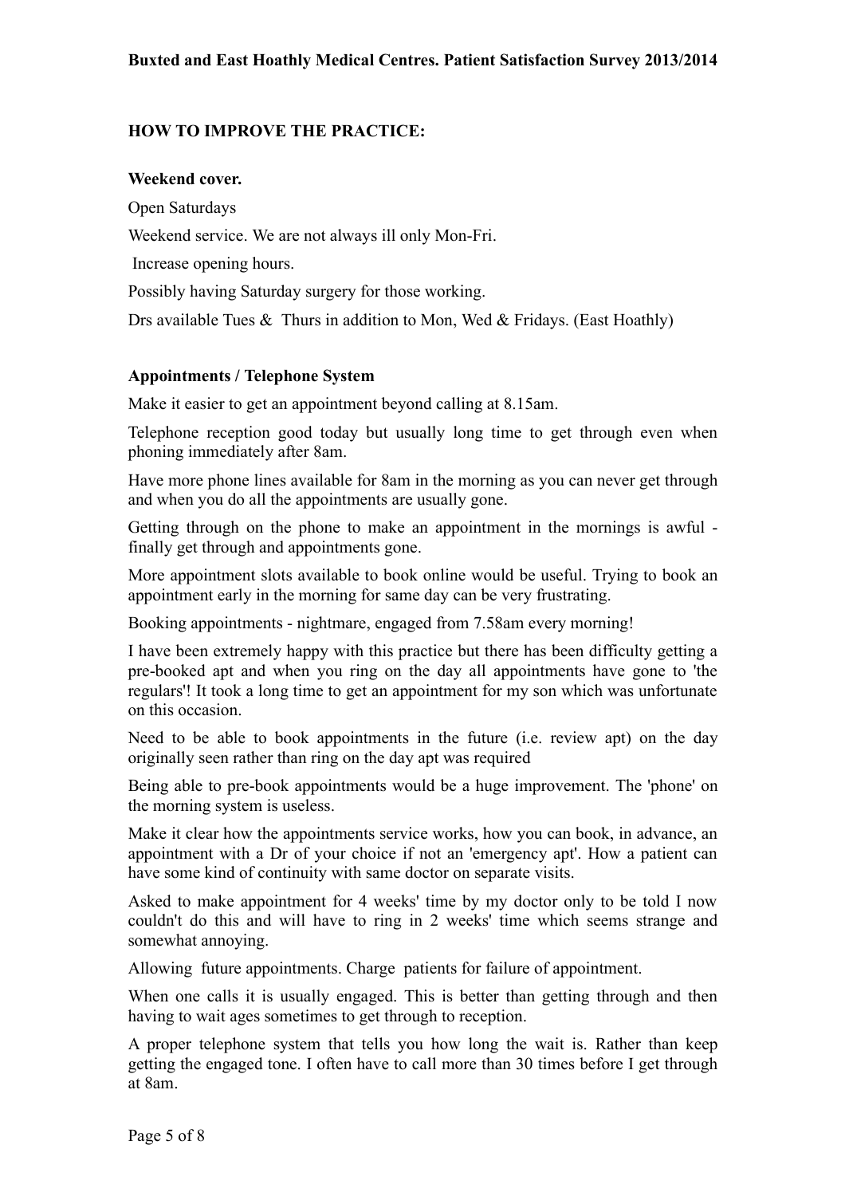## HOW TO IMPROVE THE PRACTICE:

### Weekend cover.

Open Saturdays

Weekend service. We are not always ill only Mon-Fri.

Increase opening hours.

Possibly having Saturday surgery for those working.

Drs available Tues & Thurs in addition to Mon, Wed & Fridays. (East Hoathly)

### Appointments / Telephone System

Make it easier to get an appointment beyond calling at 8.15am.

Telephone reception good today but usually long time to get through even when phoning immediately after 8am.

Have more phone lines available for 8am in the morning as you can never get through and when you do all the appointments are usually gone.

Getting through on the phone to make an appointment in the mornings is awful - finally get through and appointments gone.

More appointment slots available to book online would be useful. Trying to book an appointment early in the morning for same day can be very frustrating.

Booking appointments - nightmare, engaged from 7.58am every morning!

I have been extremely happy with this practice but there has been difficulty getting a pre-booked apt and when you ring on the day all appointments have gone to 'the regulars'! It took a long time to get an appointment for my son which was unfortunate on this occasion.

Need to be able to book appointments in the future (i.e. review apt) on the day originally seen rather than ring on the day apt was required

Being able to pre-book appointments would be a huge improvement. The 'phone' on the morning system is useless.

Make it clear how the appointments service works, how you can book, in advance, an appointment with a Dr of your choice if not an 'emergency apt'. How a patient can have some kind of continuity with same doctor on separate visits.

Asked to make appointment for 4 weeks' time by my doctor only to be told I now couldn't do this and will have to ring in 2 weeks' time which seems strange and somewhat annoying.

Allowing future appointments. Charge patients for failure of appointment.

When one calls it is usually engaged. This is better than getting through and then having to wait ages sometimes to get through to reception.

A proper telephone system that tells you how long the wait is. Rather than keep getting the engaged tone. I often have to call more than 30 times before I get through at 8am.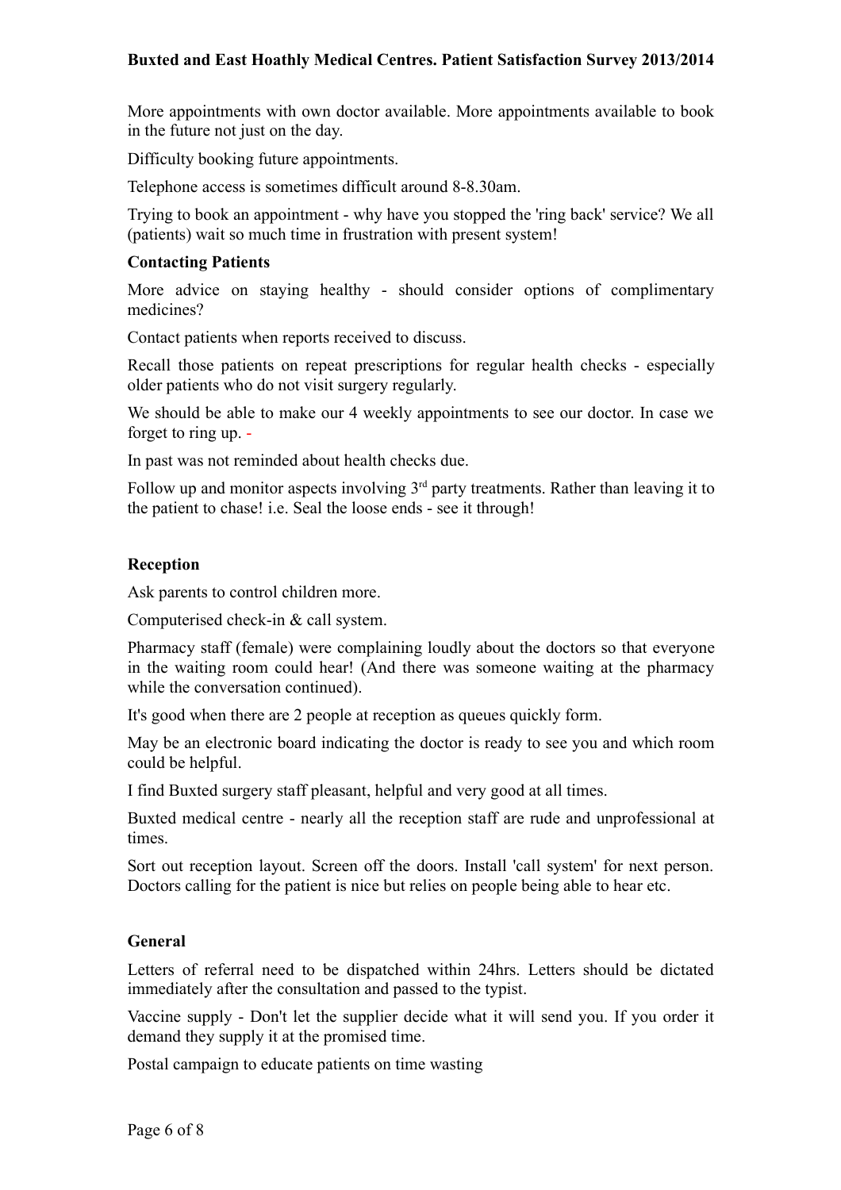More appointments with own doctor available. More appointments available to book in the future not just on the day.

Difficulty booking future appointments.

Telephone access is sometimes difficult around 8-8.30am.

Trying to book an appointment - why have you stopped the 'ring back' service? We all (patients) wait so much time in frustration with present system!

**Contacting Patients**

More advice on staying healthy - should consider options of complimentary medicines?

Contact patients when reports received to discuss.

Recall those patients on repeat prescriptions for regular health checks - especially older patients who do not visit surgery regularly.

We should be able to make our 4 weekly appointments to see our doctor. In case we forget to ring up. -

In past was not reminded about health checks due.

Follow up and monitor aspects involving 3rd party treatments. Rather than leaving it to the patient to chase! i.e. Seal the loose ends - see it through!

**Reception**

Ask parents to control children more.

Computerised check-in & call system.

Pharmacy staff (female) were complaining loudly about the doctors so that everyone in the waiting room could hear! (And there was someone waiting at the pharmacy while the conversation continued).

It's good when there are 2 people at reception as queues quickly form.

May be an electronic board indicating the doctor is ready to see you and which room could be helpful.

I find Buxted surgery staff pleasant, helpful and very good at all times.

Buxted medical centre - nearly all the reception staff are rude and unprofessional at times.

Sort out reception layout. Screen off the doors. Install 'call system' for next person. Doctors calling for the patient is nice but relies on people being able to hear etc.

**General**

Letters of referral need to be dispatched within 24hrs. Letters should be dictated immediately after the consultation and passed to the typist.

Vaccine supply - Don't let the supplier decide what it will send you. If you order it demand they supply it at the promised time.

Postal campaign to educate patients on time wasting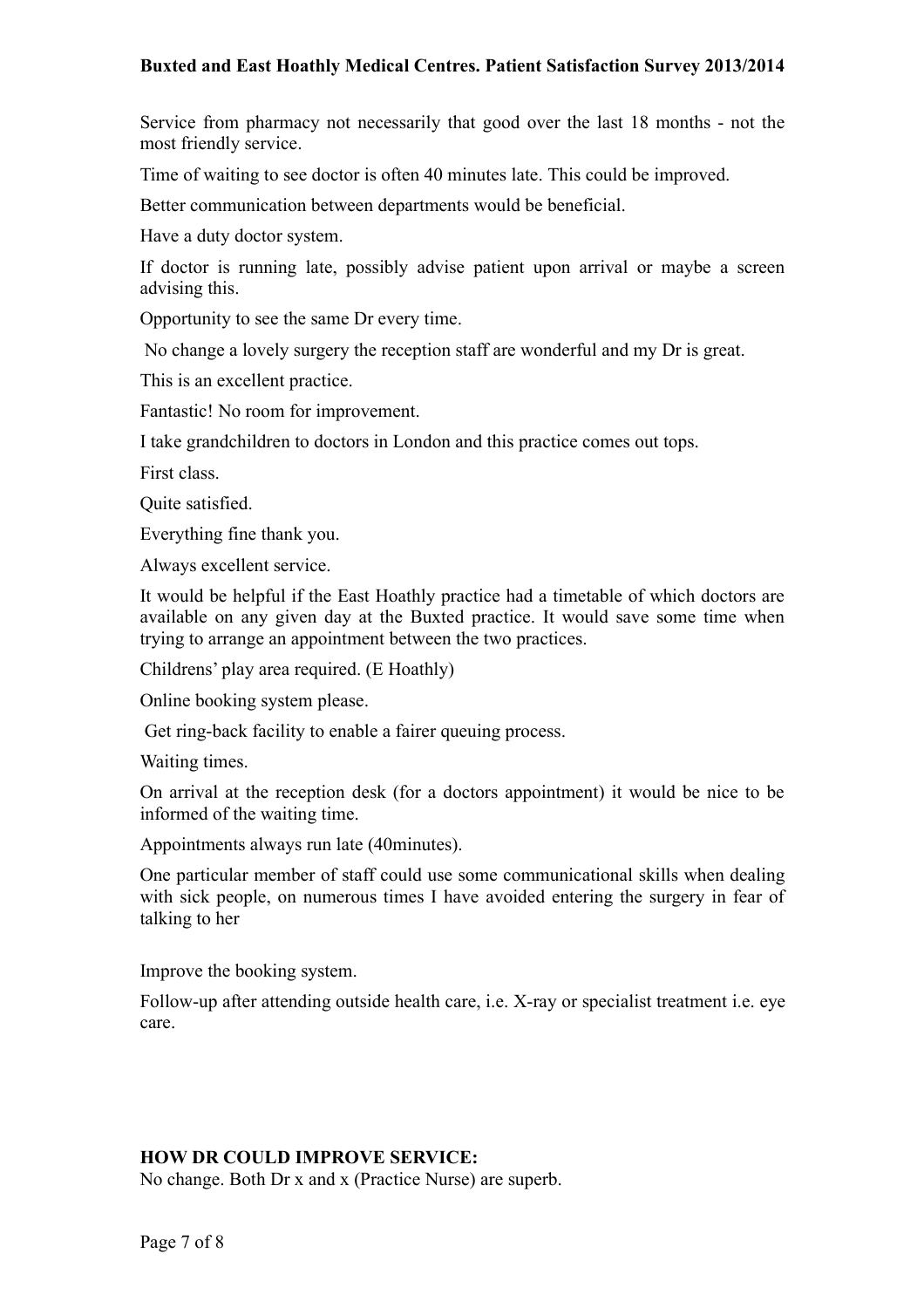Service from pharmacy not necessarily that good over the last 18 months - not the most friendly service.

Time of waiting to see doctor is often 40 minutes late. This could be improved.

Better communication between departments would be beneficial.

Have a duty doctor system.

If doctor is running late, possibly advise patient upon arrival or maybe a screen advising this.

Opportunity to see the same Dr every time.

No change a lovely surgery the reception staff are wonderful and my Dr is great.

This is an excellent practice.

Fantastic! No room for improvement.

I take grandchildren to doctors in London and this practice comes out tops.

First class.

Quite satisfied.

Everything fine thank you.

Always excellent service.

It would be helpful if the East Hoathly practice had a timetable of which doctors are available on any given day at the Buxted practice. It would save some time when trying to arrange an appointment between the two practices.

Childrens' play area required. (E Hoathly)

Online booking system please.

Get ring-back facility to enable a fairer queuing process.

Waiting times.

On arrival at the reception desk (for a doctors appointment) it would be nice to be informed of the waiting time.

Appointments always run late (40minutes).

One particular member of staff could use some communicational skills when dealing with sick people, on numerous times I have avoided entering the surgery in fear of talking to her

Improve the booking system.

Follow-up after attending outside health care, i.e. X-ray or specialist treatment i.e. eye care.

**HOW DR COULD IMPROVE SERVICE:**

No change. Both Dr x and x (Practice Nurse) are superb.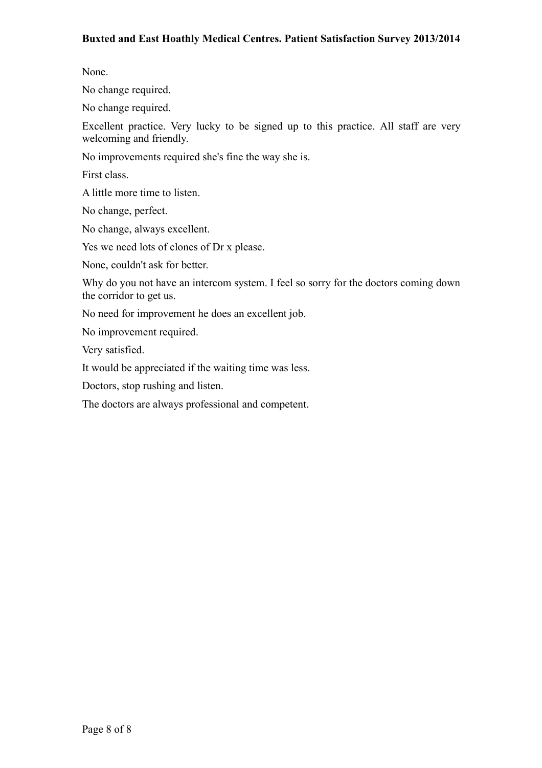None.

No change required.

No change required.

Excellent practice. Very lucky to be signed up to this practice. All staff are very welcoming and friendly.

No improvements required she's fine the way she is.

First class.

A little more time to listen.

No change, perfect.

No change, always excellent.

Yes we need lots of clones of Dr x please.

None, couldn't ask for better.

Why do you not have an intercom system. I feel so sorry for the doctors coming down the corridor to get us.

No need for improvement he does an excellent job.

No improvement required.

Very satisfied.

It would be appreciated if the waiting time was less.

Doctors, stop rushing and listen.

The doctors are always professional and competent.